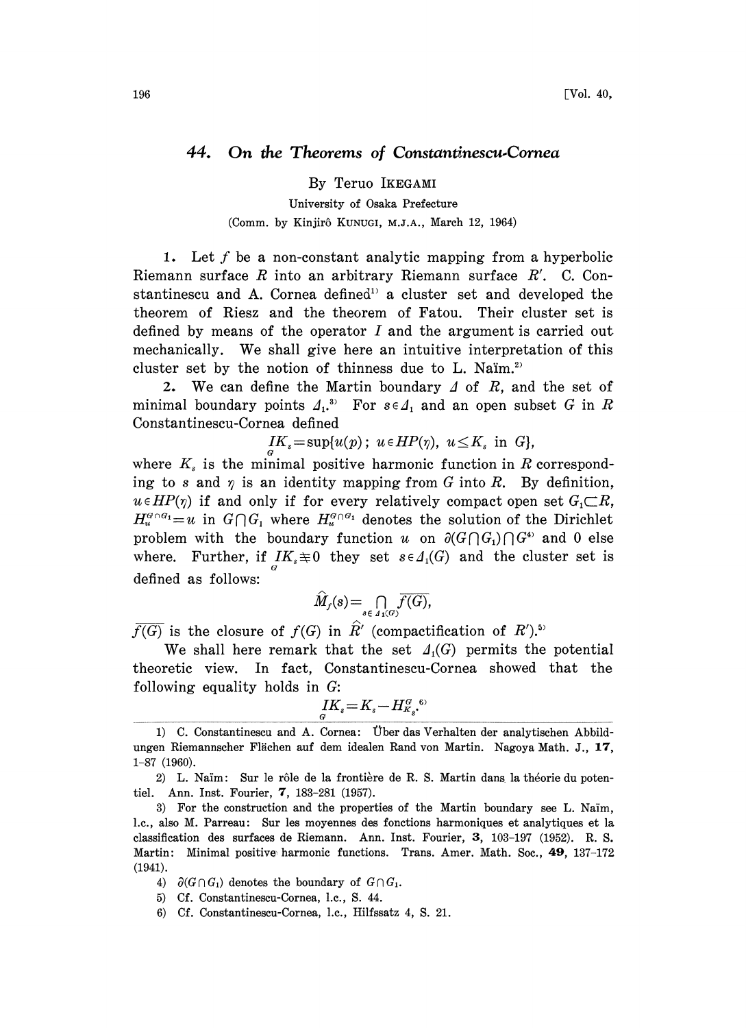# 44. On the Theorems of Constantinescu-Cornea

By Teruo IKEGAMI

University of Osaka Prefecture

(Comm. by Kinjirô KUNUGI, M.J.A., March 12, 1964)

1. Let $f$ be a non-constant analytic mapping from a hyperbolic Riemann surface $R$ into an arbitrary Riemann surface $R'$. C. Constantinescu and A. Cornea defined[1] a cluster set and developed the theorem of Riesz and the theorem of Fatou. Their cluster set is defined by means of the operator $I$ and the argument is carried out mechanically. We shall give here an intuitive interpretation of this cluster set by the notion of thinness due to L. Naïm.[2]

2. We can define the Martin boundary $\Delta$ of $R$, and the set of minimal boundary points $\Delta_1$.[3] For $s \in \Delta_1$ and an open subset $G$ in $R$ Constantinescu-Cornea defined

$$\underset{G}{I}K_s = \sup\{u(p);\ u \in HP(\eta),\ u \leq K_s \text{ in } G\},$$

where $K_s$ is the minimal positive harmonic function in $R$ corresponding to $s$ and $\eta$ is an identity mapping from $G$ into $R$. By definition, $u \in HP(\eta)$ if and only if for every relatively compact open set $G_1 \subset R$, $H_u^{G \cap G_1} = u$ in $G \cap G_1$ where $H_u^{G \cap G_1}$ denotes the solution of the Dirichlet problem with the boundary function $u$ on $\partial(G \cap G_1) \cap G$[4] and 0 else where. Further, if $\underset{G}{I}K_s \not\equiv 0$ they set $s \in \Delta_1(G)$ and the cluster set is defined as follows:

$$\hat{M}_f(s) = \bigcap_{s \in \Delta_1(G)} \overline{f(G)},$$

$\overline{f(G)}$ is the closure of $f(G)$ in $\hat{R}'$ (compactification of $R'$).[5]

We shall here remark that the set $\Delta_1(G)$ permits the potential theoretic view. In fact, Constantinescu-Cornea showed that the following equality holds in $G$:

$$\underset{G}{I}K_s = K_s - H_{K_s}^{G}.\text{[6]}$$

---

1) C. Constantinescu and A. Cornea: Über das Verhalten der analytischen Abbildungen Riemannscher Flächen auf dem idealen Rand von Martin. Nagoya Math. J., **17**, 1-87 (1960).

2) L. Naïm: Sur le rôle de la frontière de R. S. Martin dans la théorie du potentiel. Ann. Inst. Fourier, **7**, 183-281 (1957).

3) For the construction and the properties of the Martin boundary see L. Naïm, l.c., also M. Parreau: Sur les moyennes des fonctions harmoniques et analytiques et la classification des surfaces de Riemann. Ann. Inst. Fourier, **3**, 103-197 (1952). R. S. Martin: Minimal positive harmonic functions. Trans. Amer. Math. Soc., **49**, 137-172 (1941).

4) $\partial(G \cap G_1)$ denotes the boundary of $G \cap G_1$.

5) Cf. Constantinescu-Cornea, l.c., S. 44.

6) Cf. Constantinescu-Cornea, l.c., Hilfssatz 4, S. 21.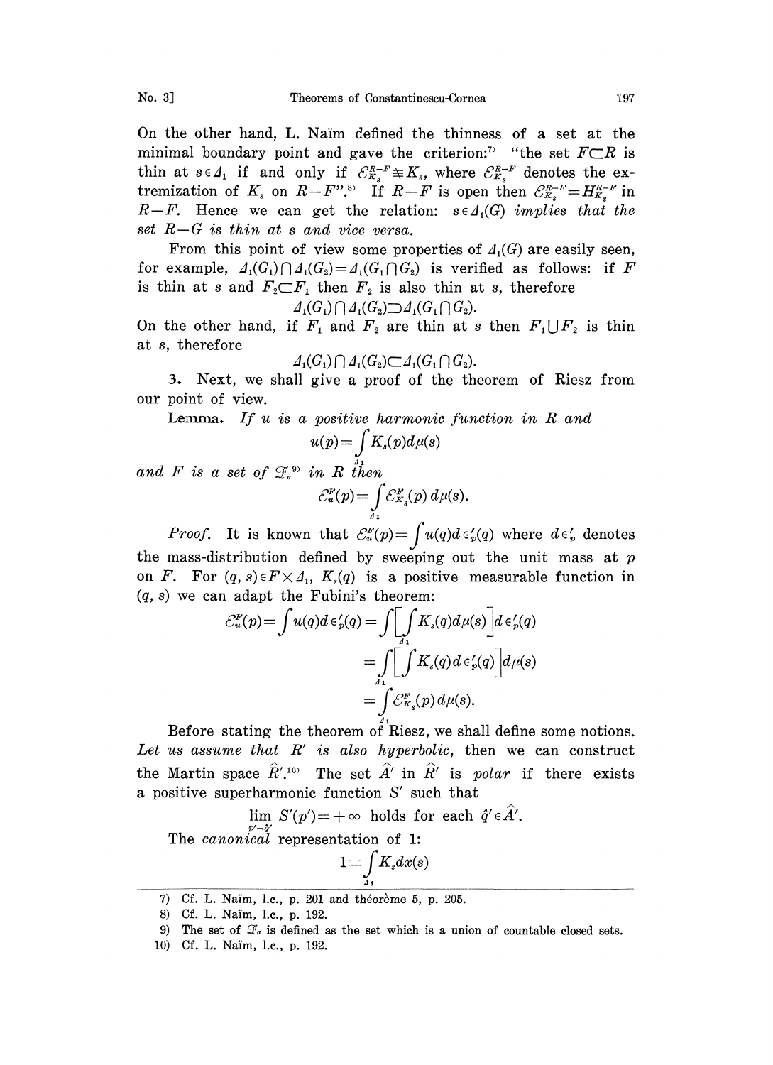On the other hand, L. Naïm defined the thinness of a set at the minimal boundary point and gave the criterion:[7] "the set $F \subset R$ is thin at $s \in \Delta_1$ if and only if $\mathcal{E}_{K_s}^{R-F} \not\equiv K_s$, where $\mathcal{E}_{K_s}^{R-F}$ denotes the extremization of $K_s$ on $R-F$".[8] If $R-F$ is open then $\mathcal{E}_{K_s}^{R-F} = H_{K_s}^{R-F}$ in $R-F$. Hence we can get the relation: *$s \in \Delta_1(G)$ implies that the set $R-G$ is thin at $s$ and vice versa.*

From this point of view some properties of $\Delta_1(G)$ are easily seen, for example, $\Delta_1(G_1) \cap \Delta_1(G_2) = \Delta_1(G_1 \cap G_2)$ is verified as follows: if $F$ is thin at $s$ and $F_2 \subset F_1$ then $F_2$ is also thin at $s$, therefore

$$\Delta_1(G_1) \cap \Delta_1(G_2) \supset \Delta_1(G_1 \cap G_2).$$

On the other hand, if $F_1$ and $F_2$ are thin at $s$ then $F_1 \cup F_2$ is thin at $s$, therefore

$$\Delta_1(G_1) \cap \Delta_1(G_2) \subset \Delta_1(G_1 \cap G_2).$$

3. Next, we shall give a proof of the theorem of Riesz from our point of view.

**Lemma.** *If $u$ is a positive harmonic function in $R$ and*

$$u(p) = \int_{\Delta_1} K_s(p) d\mu(s)$$

*and $F$ is a set of $\mathcal{F}_\sigma$[9] in $R$ then*

$$\mathcal{E}_u^F(p) = \int_{\Delta_1} \mathcal{E}_{K_s}^F(p) \, d\mu(s).$$

*Proof.* It is known that $\mathcal{E}_u^F(p) = \int u(q) d\epsilon'_p(q)$ where $d\epsilon'_p$ denotes the mass-distribution defined by sweeping out the unit mass at $p$ on $F$. For $(q, s) \in F \times \Delta_1$, $K_s(q)$ is a positive measurable function in $(q, s)$ we can adapt the Fubini's theorem:

$$\begin{aligned}
\mathcal{E}_u^F(p) = \int u(q) d\epsilon'_p(q) &= \int \left[ \int_{\Delta_1} K_s(q) d\mu(s) \right] d\epsilon'_p(q) \\
&= \int_{\Delta_1} \left[ \int K_s(q) d\epsilon'_p(q) \right] d\mu(s) \\
&= \int_{\Delta_1} \mathcal{E}_{K_s}^F(p) \, d\mu(s).
\end{aligned}$$

Before stating the theorem of Riesz, we shall define some notions. *Let us assume that $R'$ is also hyperbolic,* then we can construct the Martin space $\hat{R}'$.[10] The set $\hat{A}'$ in $\hat{R}'$ is *polar* if there exists a positive superharmonic function $S'$ such that

$$\lim_{p' \to \hat{q}'} S'(p') = +\infty \text{ holds for each } \hat{q}' \in \hat{A}'.$$

The *canonical* representation of 1:

$$1 \equiv \int_{\Delta_1} K_s dx(s)$$

---

7) Cf. L. Naïm, l.c., p. 201 and théorème 5, p. 205.

8) Cf. L. Naïm, l.c., p. 192.

9) The set of $\mathcal{F}_\sigma$ is defined as the set which is a union of countable closed sets.

10) Cf. L. Naïm, l.c., p. 192.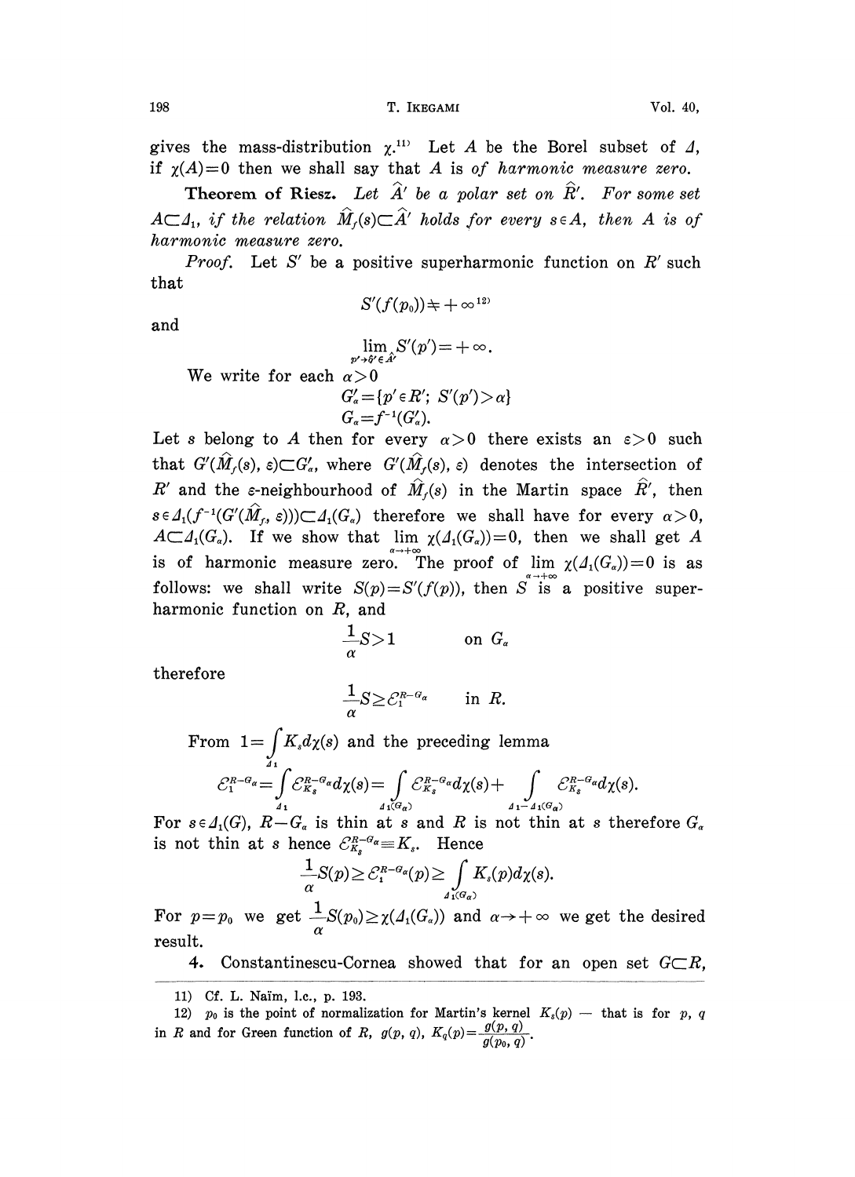gives the mass-distribution $\chi$.[11] Let $A$ be the Borel subset of $\Delta$, if $\chi(A)=0$ then we shall say that $A$ is *of harmonic measure zero.*

**Theorem of Riesz.** *Let $\hat{A}'$ be a polar set on $\hat{R}'$. For some set $A\subset\Delta_1$, if the relation $\hat{M}_f(s)\subset\hat{A}'$ holds for every $s\in A$, then $A$ is of harmonic measure zero.*

*Proof.* Let $S'$ be a positive superharmonic function on $R'$ such that

$$S'(f(p_0))\neq+\infty^{12)}$$

and

$$\lim_{p'\to\hat{b}'\in\hat{A}'} S'(p')=+\infty.$$

We write for each $\alpha>0$

$$G'_\alpha=\{p'\in R';\ S'(p')>\alpha\}$$
$$G_\alpha=f^{-1}(G'_\alpha).$$

Let $s$ belong to $A$ then for every $\alpha>0$ there exists an $\varepsilon>0$ such that $G'(\hat{M}_f(s),\varepsilon)\subset G'_\alpha$, where $G'(\hat{M}_f(s),\varepsilon)$ denotes the intersection of $R'$ and the $\varepsilon$-neighbourhood of $\hat{M}_f(s)$ in the Martin space $\hat{R}'$, then $s\in\Delta_1(f^{-1}(G'(\hat{M}_f,\varepsilon)))\subset\Delta_1(G_\alpha)$ therefore we shall have for every $\alpha>0$, $A\subset\Delta_1(G_\alpha)$. If we show that $\lim_{\alpha\to+\infty}\chi(\Delta_1(G_\alpha))=0$, then we shall get $A$ is of harmonic measure zero. The proof of $\lim_{\alpha\to+\infty}\chi(\Delta_1(G_\alpha))=0$ is as follows: we shall write $S(p)=S'(f(p))$, then $S$ is a positive superharmonic function on $R$, and

$$\frac{1}{\alpha}S>1 \qquad \text{on } G_\alpha$$

therefore

$$\frac{1}{\alpha}S\geq\mathcal{E}_1^{R-G_\alpha} \qquad \text{in } R.$$

From $1=\int_{\Delta_1}K_s d\chi(s)$ and the preceding lemma

$$\mathcal{E}_1^{R-G_\alpha}=\int_{\Delta_1}\mathcal{E}_{K_s}^{R-G_\alpha}d\chi(s)=\int_{\Delta_1(G_\alpha)}\mathcal{E}_{K_s}^{R-G_\alpha}d\chi(s)+\int_{\Delta_1-\Delta_1(G_\alpha)}\mathcal{E}_{K_s}^{R-G_\alpha}d\chi(s).$$

For $s\in\Delta_1(G)$, $R-G_\alpha$ is thin at $s$ and $R$ is not thin at $s$ therefore $G_\alpha$ is not thin at $s$ hence $\mathcal{E}_{K_s}^{R-G_\alpha}\equiv K_s$. Hence

$$\frac{1}{\alpha}S(p)\geq\mathcal{E}_1^{R-G_\alpha}(p)\geq\int_{\Delta_1(G_\alpha)}K_s(p)d\chi(s).$$

For $p=p_0$ we get $\frac{1}{\alpha}S(p_0)\geq\chi(\Delta_1(G_\alpha))$ and $\alpha\to+\infty$ we get the desired result.

**4.** Constantinescu-Cornea showed that for an open set $G\subset R$,

---

11) Cf. L. Naïm, l.c., p. 193.

12) $p_0$ is the point of normalization for Martin's kernel $K_s(p)$ — that is for $p$, $q$ in $R$ and for Green function of $R$, $g(p,q)$, $K_q(p)=\dfrac{g(p,q)}{g(p_0,q)}$.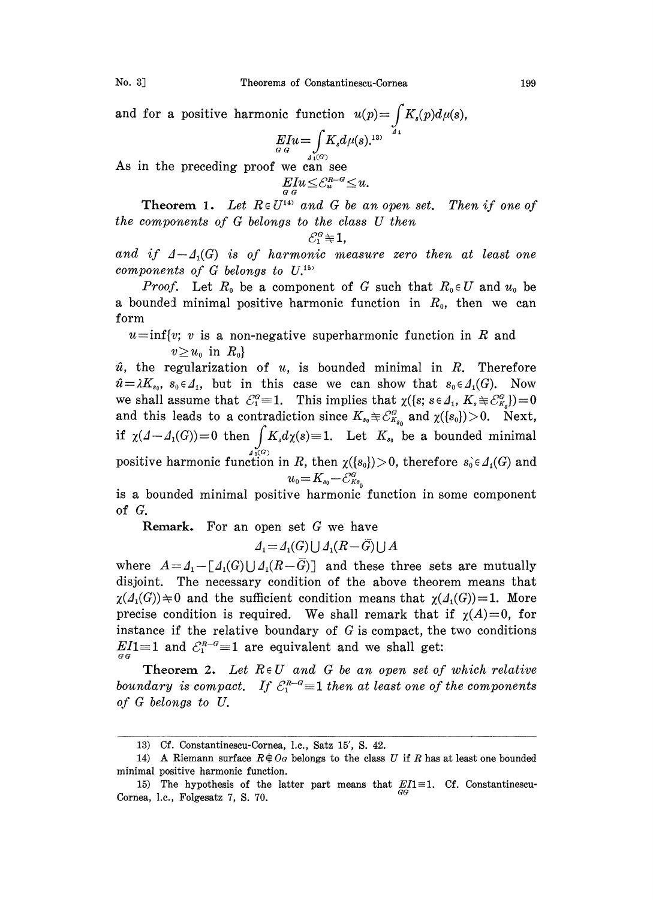and for a positive harmonic function $u(p)=\int_{\Delta_1} K_s(p)d\mu(s)$,

$$\underset{G\,G}{E}Iu=\int_{\Delta_1(G)} K_s d\mu(s).^{13)}$$

As in the preceding proof we can see

$$\underset{G\,G}{E}Iu\leq \mathcal{E}_u^{R-G}\leq u.$$

**Theorem 1.** *Let $R\in U$*[14] *and $G$ be an open set. Then if one of the components of $G$ belongs to the class $U$ then*

$$\mathcal{E}_1^G \not\equiv 1,$$

*and if $\Delta-\Delta_1(G)$ is of harmonic measure zero then at least one components of $G$ belongs to $U$.*[15]

*Proof.* Let $R_0$ be a component of $G$ such that $R_0\in U$ and $u_0$ be a bounded minimal positive harmonic function in $R_0$, then we can form

$u=\inf\{v;\ v$ is a non-negative superharmonic function in $R$ and $v\geq u_0$ in $R_0\}$

$\hat{u}$, the regularization of $u$, is bounded minimal in $R$. Therefore $\hat{u}=\lambda K_{s_0}$, $s_0\in \Delta_1$, but in this case we can show that $s_0\in \Delta_1(G)$. Now we shall assume that $\mathcal{E}_1^G\equiv 1$. This implies that $\chi(\{s;\ s\in\Delta_1,\ K_s\not\equiv \mathcal{E}_{K_s}^G\})=0$ and this leads to a contradiction since $K_{s_0}\not\equiv \mathcal{E}_{K_{s_0}}^G$ and $\chi(\{s_0\})>0$. Next, if $\chi(\Delta-\Delta_1(G))=0$ then $\int_{\Delta_1(G)} K_s d\chi(s)\equiv 1$. Let $K_{s_0}$ be a bounded minimal positive harmonic function in $R$, then $\chi(\{s_0\})>0$, therefore $s_0\in \Delta_1(G)$ and

$$u_0=K_{s_0}-\mathcal{E}_{K_{s_0}}^G$$

is a bounded minimal positive harmonic function in some component of $G$.

**Remark.** For an open set $G$ we have

$$\Delta_1=\Delta_1(G)\cup\Delta_1(R-\bar{G})\cup A$$

where $A=\Delta_1-[\Delta_1(G)\cup\Delta_1(R-\bar{G})]$ and these three sets are mutually disjoint. The necessary condition of the above theorem means that $\chi(\Delta_1(G))\neq 0$ and the sufficient condition means that $\chi(\Delta_1(G))=1$. More precise condition is required. We shall remark that if $\chi(A)=0$, for instance if the relative boundary of $G$ is compact, the two conditions $\underset{G\,G}{E}I1\equiv 1$ and $\mathcal{E}_1^{R-G}\equiv 1$ are equivalent and we shall get:

**Theorem 2.** *Let $R\in U$ and $G$ be an open set of which relative boundary is compact. If $\mathcal{E}_1^{R-G}\equiv 1$ then at least one of the components of $G$ belongs to $U$.*

---

13) Cf. Constantinescu-Cornea, l.c., Satz 15′, S. 42.

14) A Riemann surface $R\notin O_G$ belongs to the class $U$ if $R$ has at least one bounded minimal positive harmonic function.

15) The hypothesis of the latter part means that $\underset{G\,G}{E}I1\equiv 1$. Cf. Constantinescu-Cornea, l.c., Folgesatz 7, S. 70.